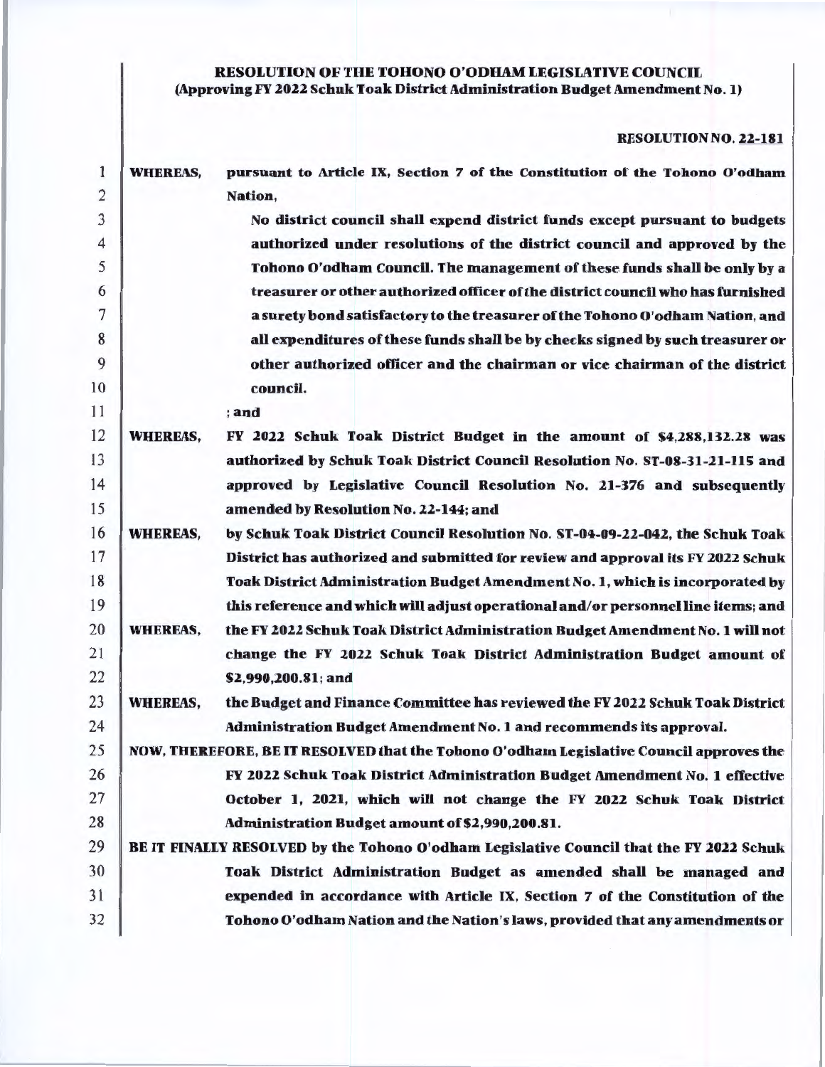**RESOLUTION OF THE TOHONO O'ODHAM LEGISLATIVE COUNCIL**
**(Approving FY 2022 Schuk Toak District Administration Budget Amendment No. 1)**

**RESOLUTION NO. 22-181**

**WHEREAS,** pursuant to Article IX, Section 7 of the Constitution of the Tohono O'odham Nation,

> No district council shall expend district funds except pursuant to budgets authorized under resolutions of the district council and approved by the Tohono O'odham Council. The management of these funds shall be only by a treasurer or other authorized officer of the district council who has furnished a surety bond satisfactory to the treasurer of the Tohono O'odham Nation, and all expenditures of these funds shall be by checks signed by such treasurer or other authorized officer and the chairman or vice chairman of the district council.

; and

**WHEREAS,** FY 2022 Schuk Toak District Budget in the amount of $4,288,132.28 was authorized by Schuk Toak District Council Resolution No. ST-08-31-21-115 and approved by Legislative Council Resolution No. 21-376 and subsequently amended by Resolution No. 22-144; and

**WHEREAS,** by Schuk Toak District Council Resolution No. ST-04-09-22-042, the Schuk Toak District has authorized and submitted for review and approval its FY 2022 Schuk Toak District Administration Budget Amendment No. 1, which is incorporated by this reference and which will adjust operational and/or personnel line items; and

**WHEREAS,** the FY 2022 Schuk Toak District Administration Budget Amendment No. 1 will not change the FY 2022 Schuk Toak District Administration Budget amount of $2,990,200.81; and

**WHEREAS,** the Budget and Finance Committee has reviewed the FY 2022 Schuk Toak District Administration Budget Amendment No. 1 and recommends its approval.

**NOW, THEREFORE, BE IT RESOLVED** that the Tohono O'odham Legislative Council approves the FY 2022 Schuk Toak District Administration Budget Amendment No. 1 effective October 1, 2021, which will not change the FY 2022 Schuk Toak District Administration Budget amount of $2,990,200.81.

**BE IT FINALLY RESOLVED** by the Tohono O'odham Legislative Council that the FY 2022 Schuk Toak District Administration Budget as amended shall be managed and expended in accordance with Article IX, Section 7 of the Constitution of the Tohono O'odham Nation and the Nation's laws, provided that any amendments or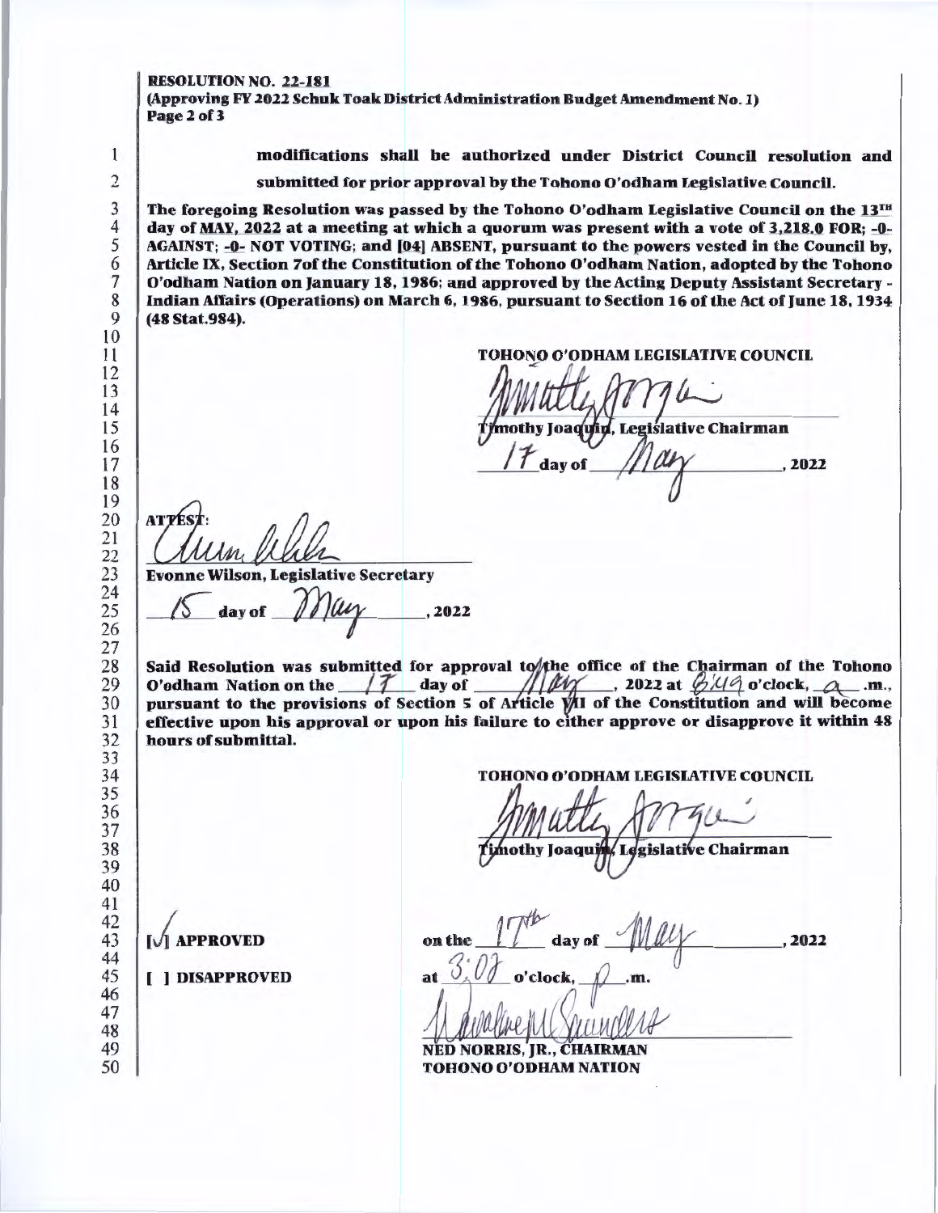**RESOLUTION NO. 22-181**
**(Approving FY 2022 Schuk Toak District Administration Budget Amendment No. 1)**

modifications shall be authorized under District Council resolution and submitted for prior approval by the Tohono O'odham Legislative Council.

The foregoing Resolution was passed by the Tohono O'odham Legislative Council on the 13TH day of MAY, 2022 at a meeting at which a quorum was present with a vote of 3,218.0 FOR; -0- AGAINST; -0- NOT VOTING; and [04] ABSENT, pursuant to the powers vested in the Council by, Article IX, Section 7of the Constitution of the Tohono O'odham Nation, adopted by the Tohono O'odham Nation on January 18, 1986; and approved by the Acting Deputy Assistant Secretary - Indian Affairs (Operations) on March 6, 1986, pursuant to Section 16 of the Act of June 18, 1934 (48 Stat.984).

TOHONO O'ODHAM LEGISLATIVE COUNCIL

Timothy Joaquin, Legislative Chairman

17 day of May, 2022

ATTEST:

Evonne Wilson, Legislative Secretary

15 day of May, 2022

Said Resolution was submitted for approval to the office of the Chairman of the Tohono O'odham Nation on the 17 day of May, 2022 at 8:49 o'clock, a .m., pursuant to the provisions of Section 5 of Article VII of the Constitution and will become effective upon his approval or upon his failure to either approve or disapprove it within 48 hours of submittal.

TOHONO O'ODHAM LEGISLATIVE COUNCIL

Timothy Joaquin, Legislative Chairman

[✓] APPROVED

[ ] DISAPPROVED

on the 17th day of May, 2022

at 3:03 o'clock, p .m.

NED NORRIS, JR., CHAIRMAN
TOHONO O'ODHAM NATION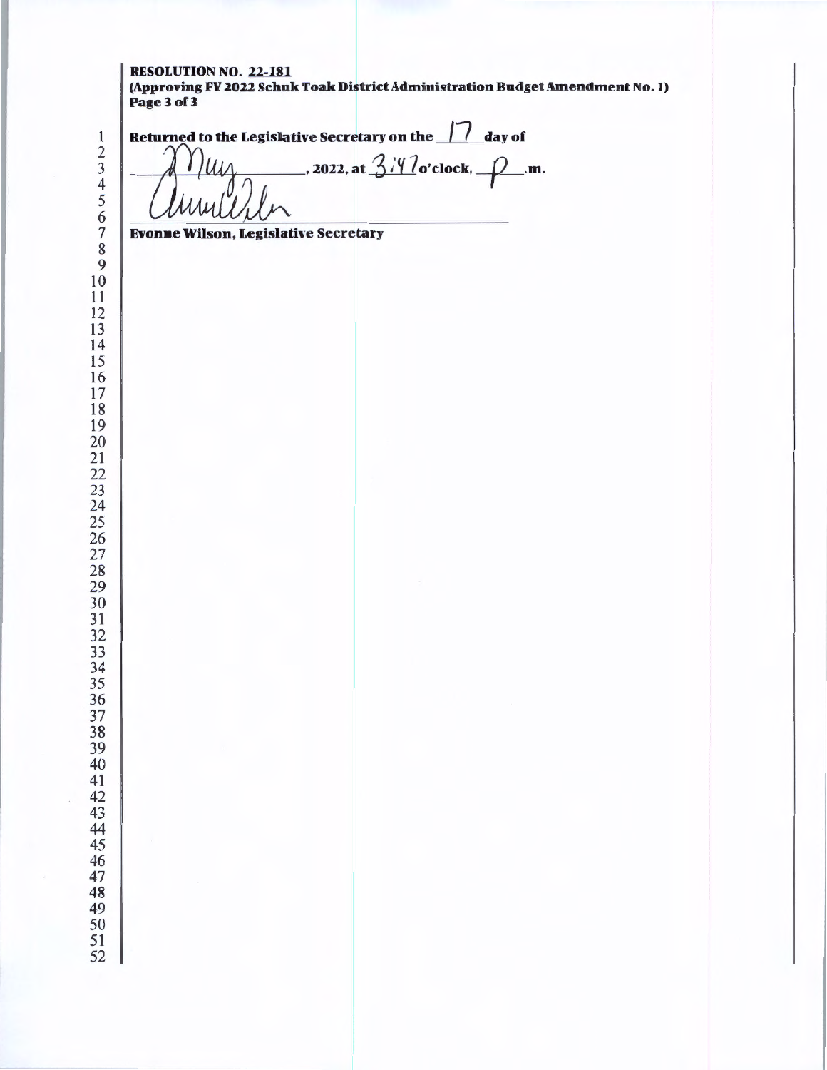**RESOLUTION NO. 22-181**
**(Approving FY 2022 Schuk Toak District Administration Budget Amendment No. 1)**

**Returned to the Legislative Secretary on the** 17 **day of** May**, 2022, at** 3:47 **o'clock,** P**.m.**

**Evonne Wilson, Legislative Secretary**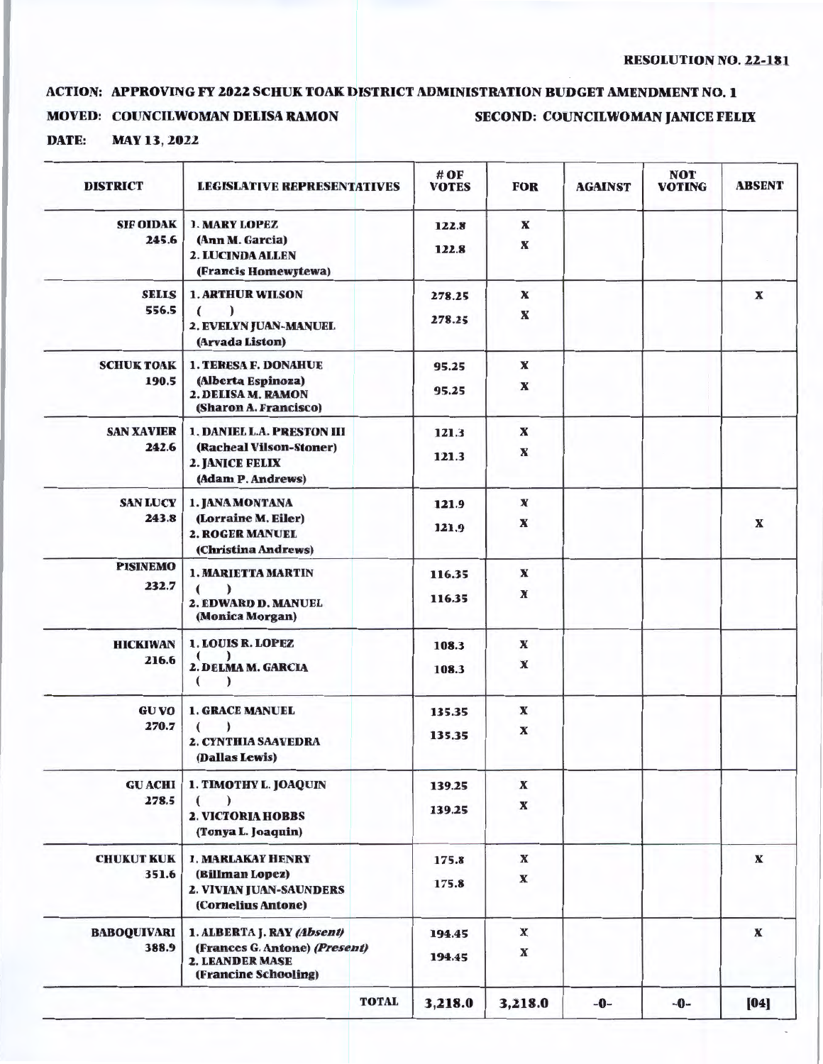**RESOLUTION NO. 22-181**

**ACTION: APPROVING FY 2022 SCHUK TOAK DISTRICT ADMINISTRATION BUDGET AMENDMENT NO. 1**

**MOVED: COUNCILWOMAN DELISA RAMON** **SECOND: COUNCILWOMAN JANICE FELIX**

**DATE: MAY 13, 2022**

| DISTRICT | LEGISLATIVE REPRESENTATIVES | # OF VOTES | FOR | AGAINST | NOT VOTING | ABSENT |
|---|---|---|---|---|---|---|
| **SIF OIDAK** 245.6 | **1. MARY LOPEZ** (Ann M. Garcia) **2. LUCINDA ALLEN** (Francis Homewytewa) | 122.8 122.8 | X X | | | |
| **SELLS** 556.5 | **1. ARTHUR WILSON** ( ) **2. EVELYN JUAN-MANUEL** (Arvada Liston) | 278.25 278.25 | X X | | | X |
| **SCHUK TOAK** 190.5 | **1. TERESA F. DONAHUE** (Alberta Espinoza) **2. DELISA M. RAMON** (Sharon A. Francisco) | 95.25 95.25 | X X | | | |
| **SAN XAVIER** 242.6 | **1. DANIEL L.A. PRESTON III** (Racheal Vilson-Stoner) **2. JANICE FELIX** (Adam P. Andrews) | 121.3 121.3 | X X | | | |
| **SAN LUCY** 243.8 | **1. JANA MONTANA** (Lorraine M. Eiler) **2. ROGER MANUEL** (Christina Andrews) | 121.9 121.9 | X X | | | X |
| **PISINEMO** 232.7 | **1. MARIETTA MARTIN** ( ) **2. EDWARD D. MANUEL** (Monica Morgan) | 116.35 116.35 | X X | | | |
| **HICKIWAN** 216.6 | **1. LOUIS R. LOPEZ** ( ) **2. DELMA M. GARCIA** ( ) | 108.3 108.3 | X X | | | |
| **GU VO** 270.7 | **1. GRACE MANUEL** ( ) **2. CYNTHIA SAAVEDRA** (Dallas Lewis) | 135.35 135.35 | X X | | | |
| **GU ACHI** 278.5 | **1. TIMOTHY L. JOAQUIN** ( ) **2. VICTORIA HOBBS** (Tonya L. Joaquin) | 139.25 139.25 | X X | | | |
| **CHUKUT KUK** 351.6 | **1. MARLAKAY HENRY** (Billman Lopez) **2. VIVIAN JUAN-SAUNDERS** (Cornelius Antone) | 175.8 175.8 | X X | | | X |
| **BABOQUIVARI** 388.9 | **1. ALBERTA J. RAY** *(Absent)* (Frances G. Antone) *(Present)* **2. LEANDER MASE** (Francine Schooling) | 194.45 194.45 | X X | | | X |
| | **TOTAL** | **3,218.0** | **3,218.0** | **-0-** | **-0-** | **[04]** |